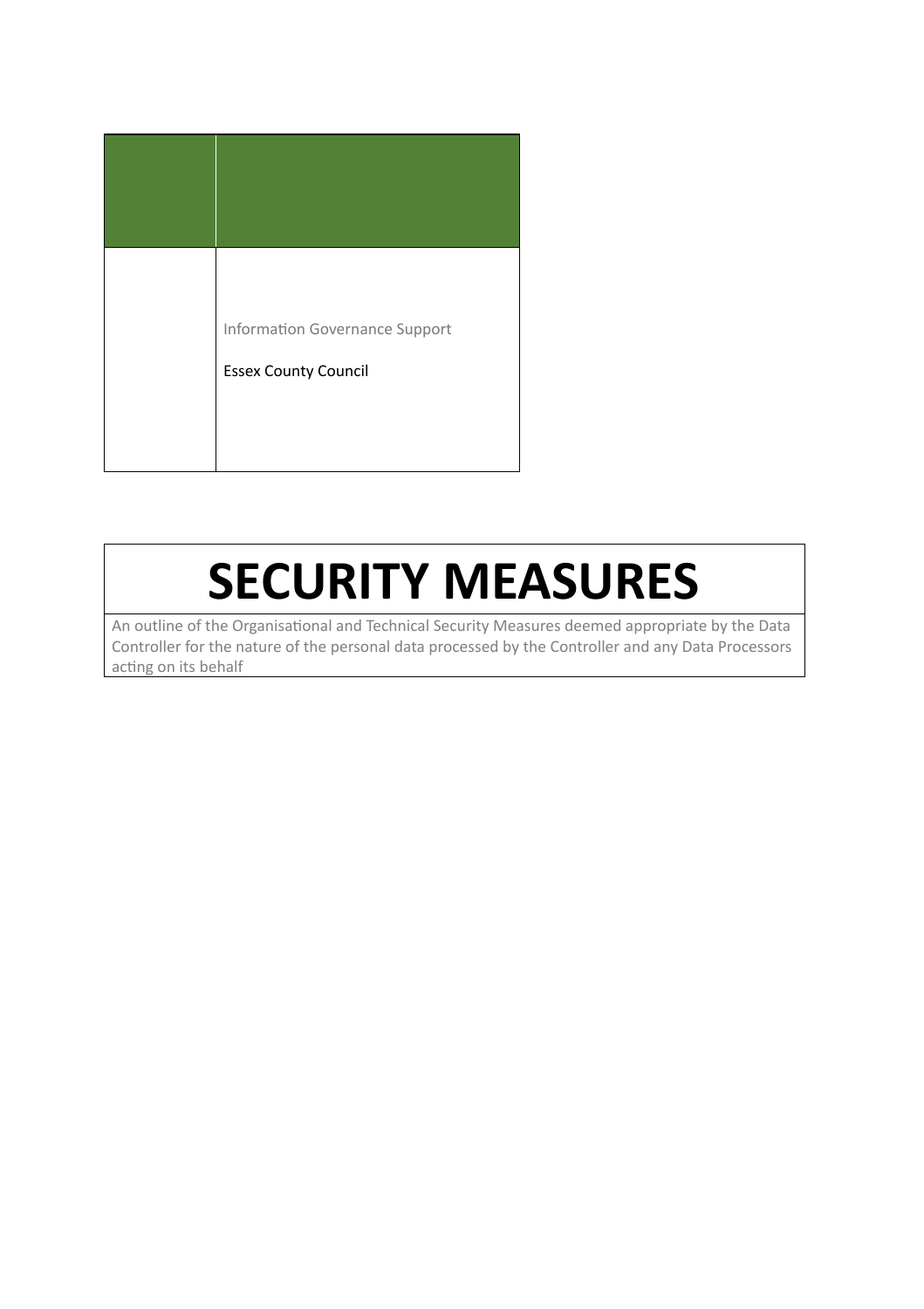Information Governance Support

Essex County Council

# SECURITY MEASURES

An outline of the Organisational and Technical Security Measures deemed appropriate by the Data Controller for the nature of the personal data processed by the Controller and any Data Processors acting on its behalf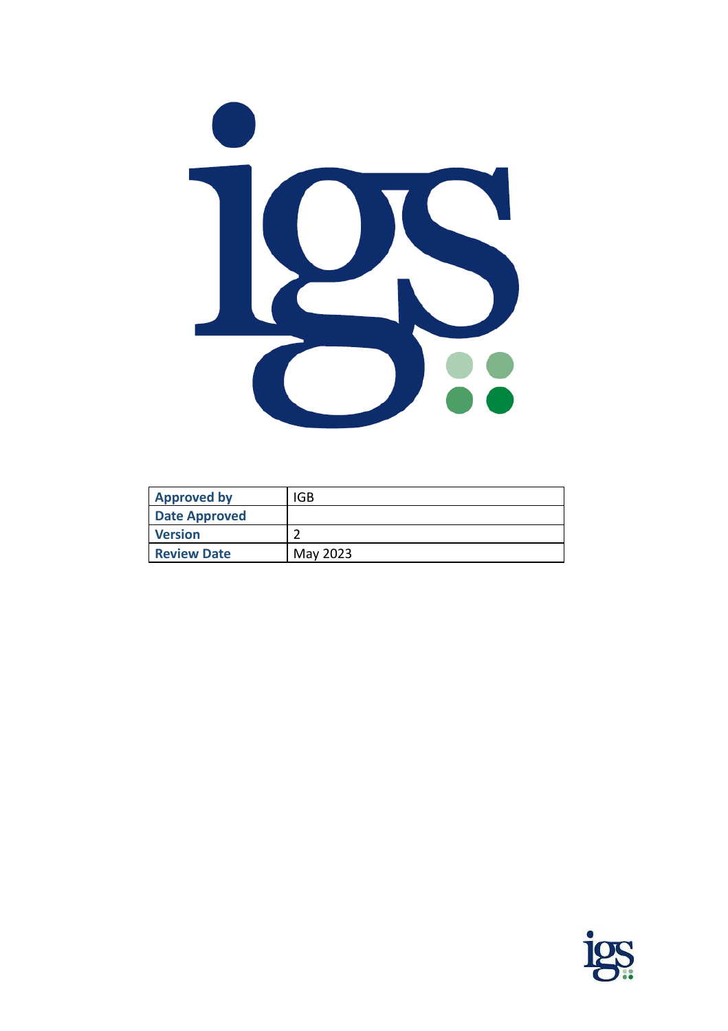| Approved by | IGB |
| --- | --- |
| Date Approved | |
| Version | 2 |
| Review Date | May 2023 |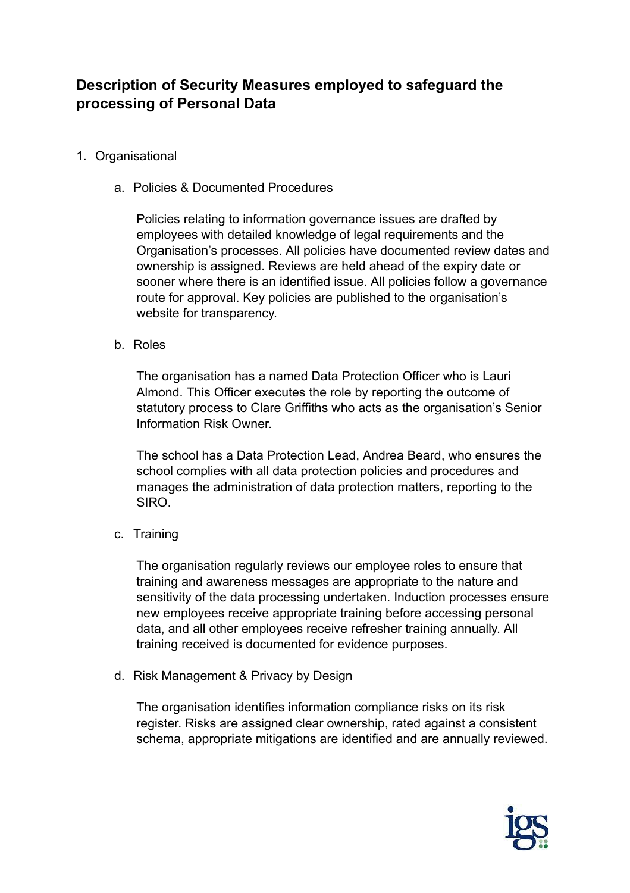## Description of Security Measures employed to safeguard the processing of Personal Data

1. Organisational

   a. Policies & Documented Procedures

      Policies relating to information governance issues are drafted by employees with detailed knowledge of legal requirements and the Organisation's processes. All policies have documented review dates and ownership is assigned. Reviews are held ahead of the expiry date or sooner where there is an identified issue. All policies follow a governance route for approval. Key policies are published to the organisation's website for transparency.

   b. Roles

      The organisation has a named Data Protection Officer who is Lauri Almond. This Officer executes the role by reporting the outcome of statutory process to Clare Griffiths who acts as the organisation's Senior Information Risk Owner.

      The school has a Data Protection Lead, Andrea Beard, who ensures the school complies with all data protection policies and procedures and manages the administration of data protection matters, reporting to the SIRO.

   c. Training

      The organisation regularly reviews our employee roles to ensure that training and awareness messages are appropriate to the nature and sensitivity of the data processing undertaken. Induction processes ensure new employees receive appropriate training before accessing personal data, and all other employees receive refresher training annually. All training received is documented for evidence purposes.

   d. Risk Management & Privacy by Design

      The organisation identifies information compliance risks on its risk register. Risks are assigned clear ownership, rated against a consistent schema, appropriate mitigations are identified and are annually reviewed.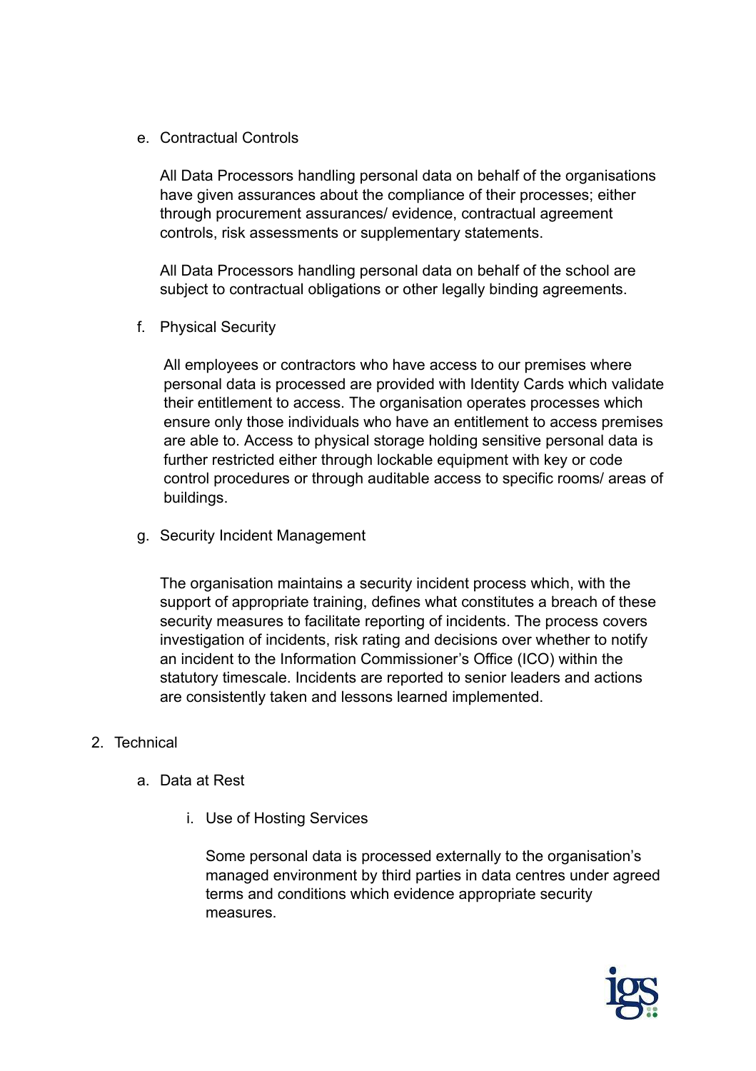e. Contractual Controls

   All Data Processors handling personal data on behalf of the organisations have given assurances about the compliance of their processes; either through procurement assurances/ evidence, contractual agreement controls, risk assessments or supplementary statements.

   All Data Processors handling personal data on behalf of the school are subject to contractual obligations or other legally binding agreements.

f. Physical Security

   All employees or contractors who have access to our premises where personal data is processed are provided with Identity Cards which validate their entitlement to access. The organisation operates processes which ensure only those individuals who have an entitlement to access premises are able to. Access to physical storage holding sensitive personal data is further restricted either through lockable equipment with key or code control procedures or through auditable access to specific rooms/ areas of buildings.

g. Security Incident Management

   The organisation maintains a security incident process which, with the support of appropriate training, defines what constitutes a breach of these security measures to facilitate reporting of incidents. The process covers investigation of incidents, risk rating and decisions over whether to notify an incident to the Information Commissioner's Office (ICO) within the statutory timescale. Incidents are reported to senior leaders and actions are consistently taken and lessons learned implemented.

2. Technical

   a. Data at Rest

      i. Use of Hosting Services

         Some personal data is processed externally to the organisation's managed environment by third parties in data centres under agreed terms and conditions which evidence appropriate security measures.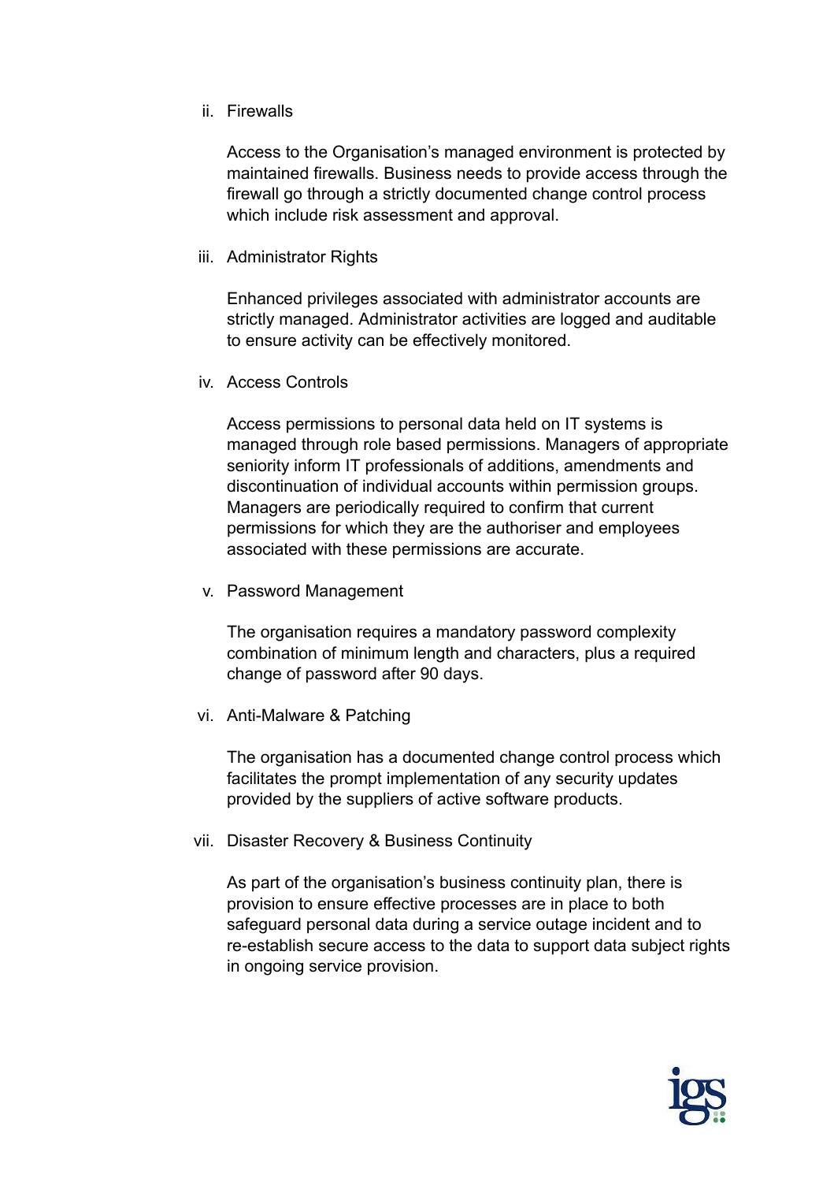ii. Firewalls

    Access to the Organisation's managed environment is protected by maintained firewalls. Business needs to provide access through the firewall go through a strictly documented change control process which include risk assessment and approval.

iii. Administrator Rights

    Enhanced privileges associated with administrator accounts are strictly managed. Administrator activities are logged and auditable to ensure activity can be effectively monitored.

iv. Access Controls

    Access permissions to personal data held on IT systems is managed through role based permissions. Managers of appropriate seniority inform IT professionals of additions, amendments and discontinuation of individual accounts within permission groups. Managers are periodically required to confirm that current permissions for which they are the authoriser and employees associated with these permissions are accurate.

v. Password Management

    The organisation requires a mandatory password complexity combination of minimum length and characters, plus a required change of password after 90 days.

vi. Anti-Malware & Patching

    The organisation has a documented change control process which facilitates the prompt implementation of any security updates provided by the suppliers of active software products.

vii. Disaster Recovery & Business Continuity

    As part of the organisation's business continuity plan, there is provision to ensure effective processes are in place to both safeguard personal data during a service outage incident and to re-establish secure access to the data to support data subject rights in ongoing service provision.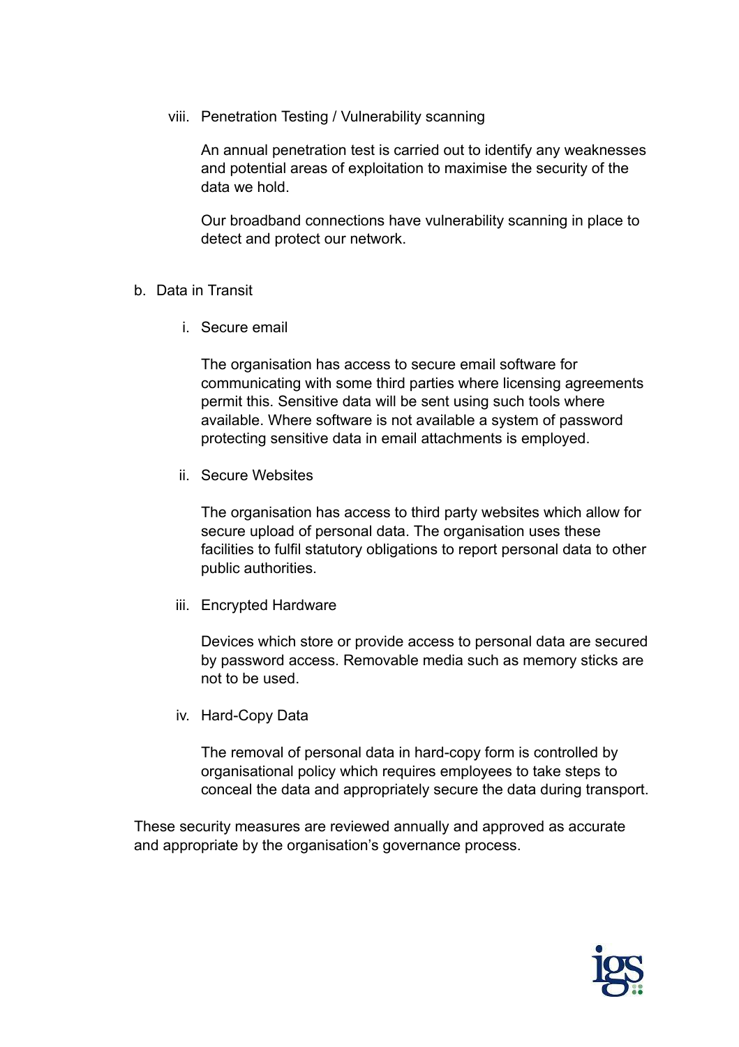viii. Penetration Testing / Vulnerability scanning

An annual penetration test is carried out to identify any weaknesses and potential areas of exploitation to maximise the security of the data we hold.

Our broadband connections have vulnerability scanning in place to detect and protect our network.

b. Data in Transit

i. Secure email

The organisation has access to secure email software for communicating with some third parties where licensing agreements permit this. Sensitive data will be sent using such tools where available. Where software is not available a system of password protecting sensitive data in email attachments is employed.

ii. Secure Websites

The organisation has access to third party websites which allow for secure upload of personal data. The organisation uses these facilities to fulfil statutory obligations to report personal data to other public authorities.

iii. Encrypted Hardware

Devices which store or provide access to personal data are secured by password access. Removable media such as memory sticks are not to be used.

iv. Hard-Copy Data

The removal of personal data in hard-copy form is controlled by organisational policy which requires employees to take steps to conceal the data and appropriately secure the data during transport.

These security measures are reviewed annually and approved as accurate and appropriate by the organisation's governance process.